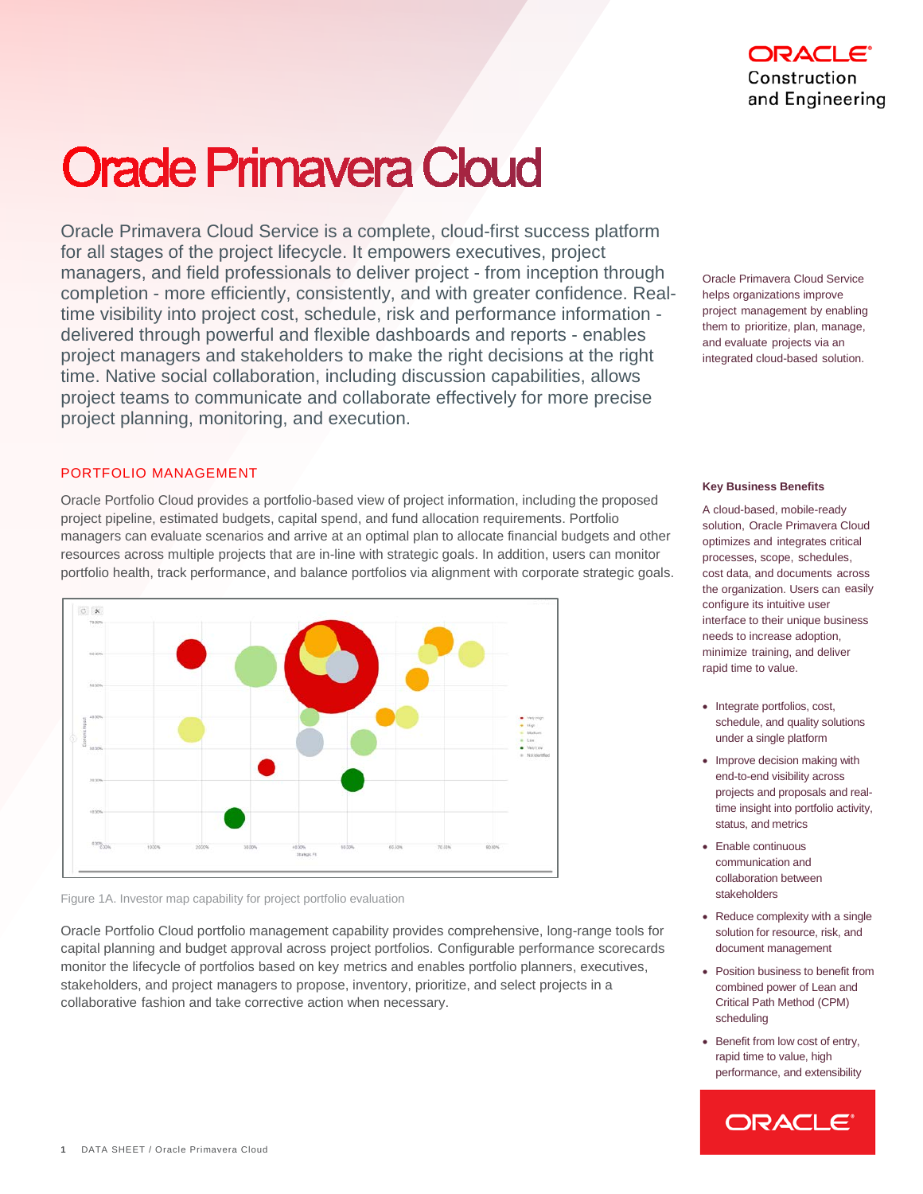ORACLE Construction and Engineering

# Oracle Primavera Cloud

Oracle Primavera Cloud Service is a complete, cloud-first success platform for all stages of the project lifecycle. It empowers executives, project managers, and field professionals to deliver project - from inception through completion - more efficiently, consistently, and with greater confidence. Real-time visibility into project cost, schedule, risk and performance information - delivered through powerful and flexible dashboards and reports - enables project managers and stakeholders to make the right decisions at the right time. Native social collaboration, including discussion capabilities, allows project teams to communicate and collaborate effectively for more precise project planning, monitoring, and execution.

Oracle Primavera Cloud Service helps organizations improve project management by enabling them to prioritize, plan, manage, and evaluate projects via an integrated cloud-based solution.

## PORTFOLIO MANAGEMENT

Oracle Portfolio Cloud provides a portfolio-based view of project information, including the proposed project pipeline, estimated budgets, capital spend, and fund allocation requirements. Portfolio managers can evaluate scenarios and arrive at an optimal plan to allocate financial budgets and other resources across multiple projects that are in-line with strategic goals. In addition, users can monitor portfolio health, track performance, and balance portfolios via alignment with corporate strategic goals.

Figure 1A. Investor map capability for project portfolio evaluation

Oracle Portfolio Cloud portfolio management capability provides comprehensive, long-range tools for capital planning and budget approval across project portfolios. Configurable performance scorecards monitor the lifecycle of portfolios based on key metrics and enables portfolio planners, executives, stakeholders, and project managers to propose, inventory, prioritize, and select projects in a collaborative fashion and take corrective action when necessary.

### Key Business Benefits

A cloud-based, mobile-ready solution, Oracle Primavera Cloud optimizes and integrates critical processes, scope, schedules, cost data, and documents across the organization. Users can easily configure its intuitive user interface to their unique business needs to increase adoption, minimize training, and deliver rapid time to value.

- Integrate portfolios, cost, schedule, and quality solutions under a single platform
- Improve decision making with end-to-end visibility across projects and proposals and real-time insight into portfolio activity, status, and metrics
- Enable continuous communication and collaboration between stakeholders
- Reduce complexity with a single solution for resource, risk, and document management
- Position business to benefit from combined power of Lean and Critical Path Method (CPM) scheduling
- Benefit from low cost of entry, rapid time to value, high performance, and extensibility

ORACLE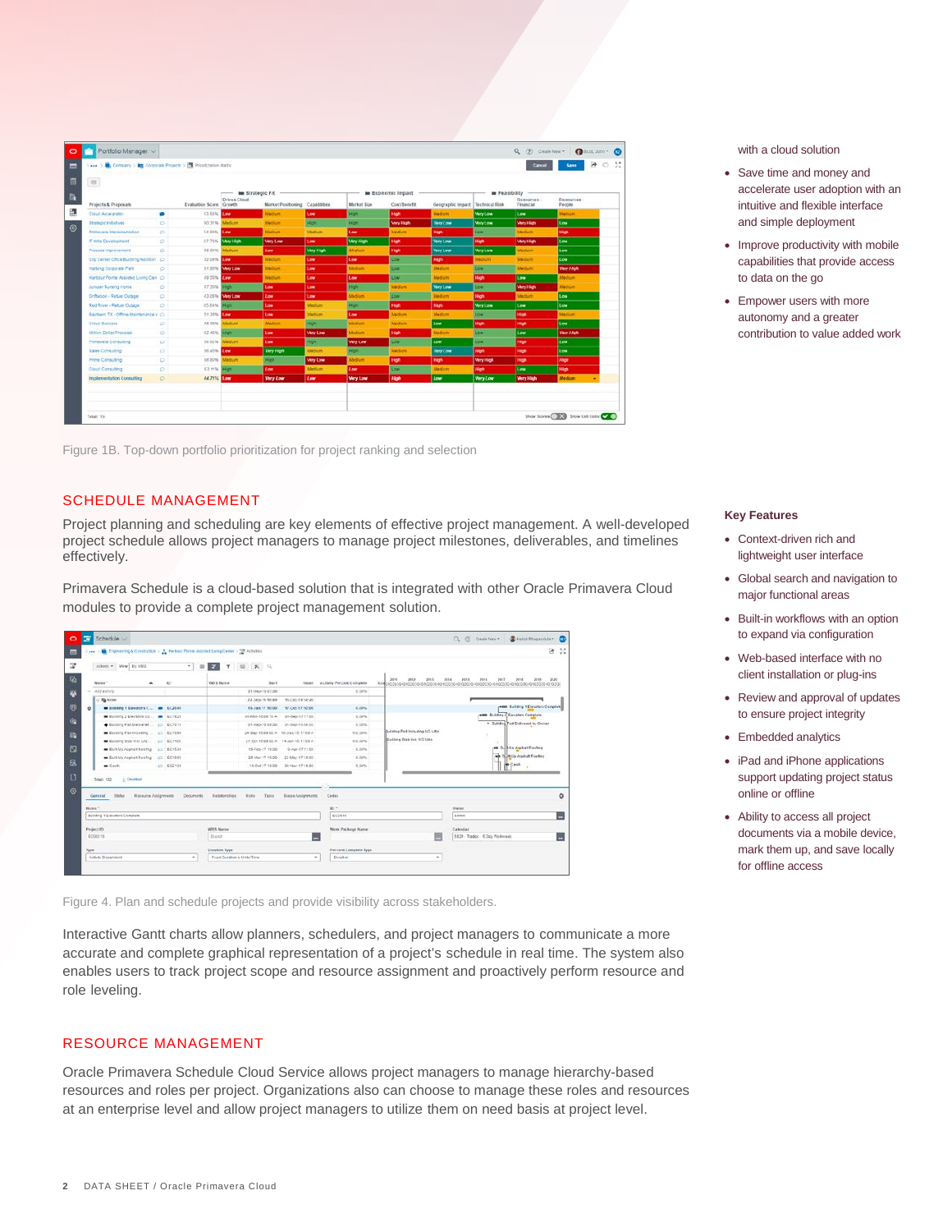with a cloud solution

- Save time and money and accelerate user adoption with an intuitive and flexible interface and simple deployment
- Improve productivity with mobile capabilities that provide access to data on the go
- Empower users with more autonomy and a greater contribution to value added work

Figure 1B. Top-down portfolio prioritization for project ranking and selection

## SCHEDULE MANAGEMENT

Project planning and scheduling are key elements of effective project management. A well-developed project schedule allows project managers to manage project milestones, deliverables, and timelines effectively.

Primavera Schedule is a cloud-based solution that is integrated with other Oracle Primavera Cloud modules to provide a complete project management solution.

Figure 4. Plan and schedule projects and provide visibility across stakeholders.

Interactive Gantt charts allow planners, schedulers, and project managers to communicate a more accurate and complete graphical representation of a project's schedule in real time. The system also enables users to track project scope and resource assignment and proactively perform resource and role leveling.

### Key Features

- Context-driven rich and lightweight user interface
- Global search and navigation to major functional areas
- Built-in workflows with an option to expand via configuration
- Web-based interface with no client installation or plug-ins
- Review and approval of updates to ensure project integrity
- Embedded analytics
- iPad and iPhone applications support updating project status online or offline
- Ability to access all project documents via a mobile device, mark them up, and save locally for offline access

## RESOURCE MANAGEMENT

Oracle Primavera Schedule Cloud Service allows project managers to manage hierarchy-based resources and roles per project. Organizations also can choose to manage these roles and resources at an enterprise level and allow project managers to utilize them on need basis at project level.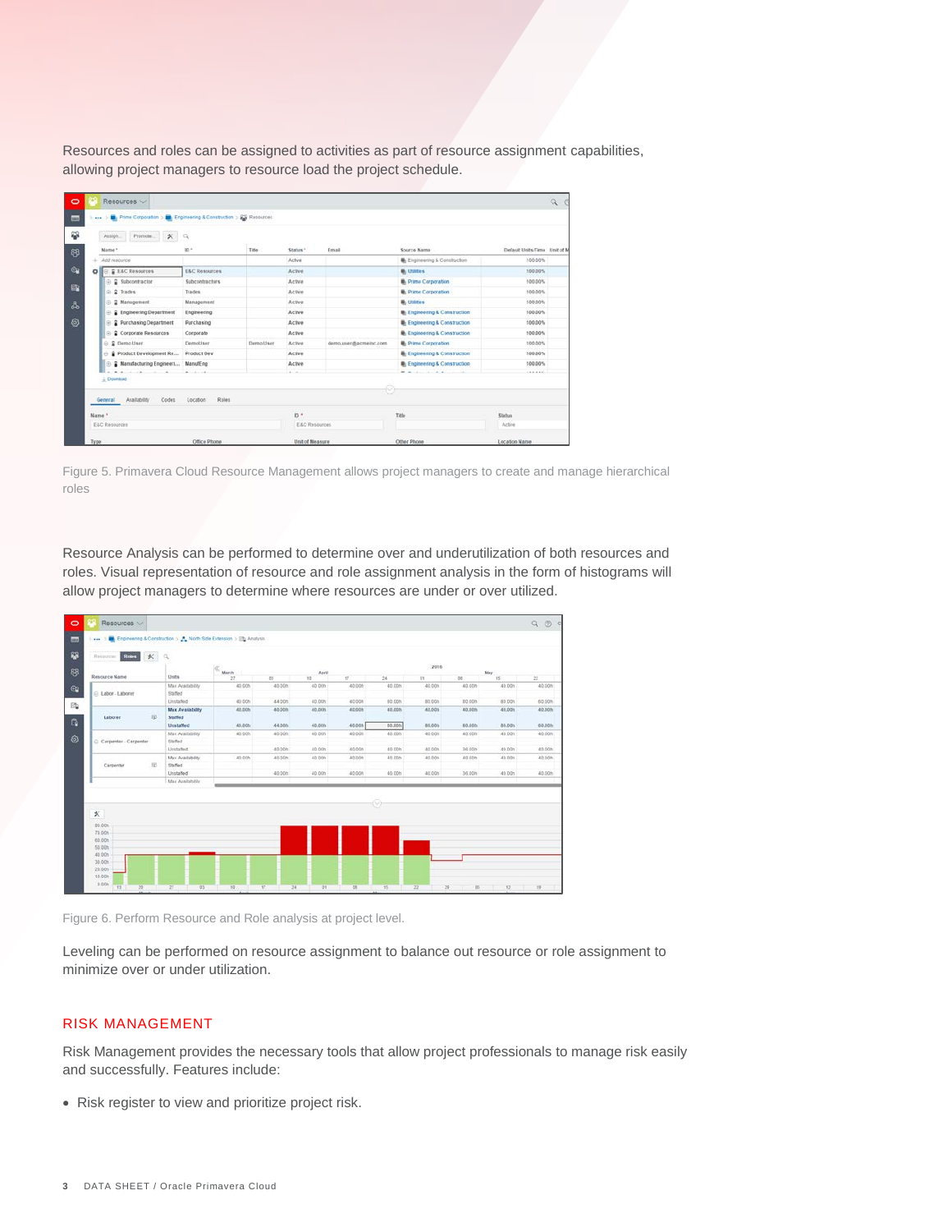Resources and roles can be assigned to activities as part of resource assignment capabilities, allowing project managers to resource load the project schedule.

Figure 5. Primavera Cloud Resource Management allows project managers to create and manage hierarchical roles

Resource Analysis can be performed to determine over and underutilization of both resources and roles. Visual representation of resource and role assignment analysis in the form of histograms will allow project managers to determine where resources are under or over utilized.

Figure 6. Perform Resource and Role analysis at project level.

Leveling can be performed on resource assignment to balance out resource or role assignment to minimize over or under utilization.

## RISK MANAGEMENT

Risk Management provides the necessary tools that allow project professionals to manage risk easily and successfully. Features include:

- Risk register to view and prioritize project risk.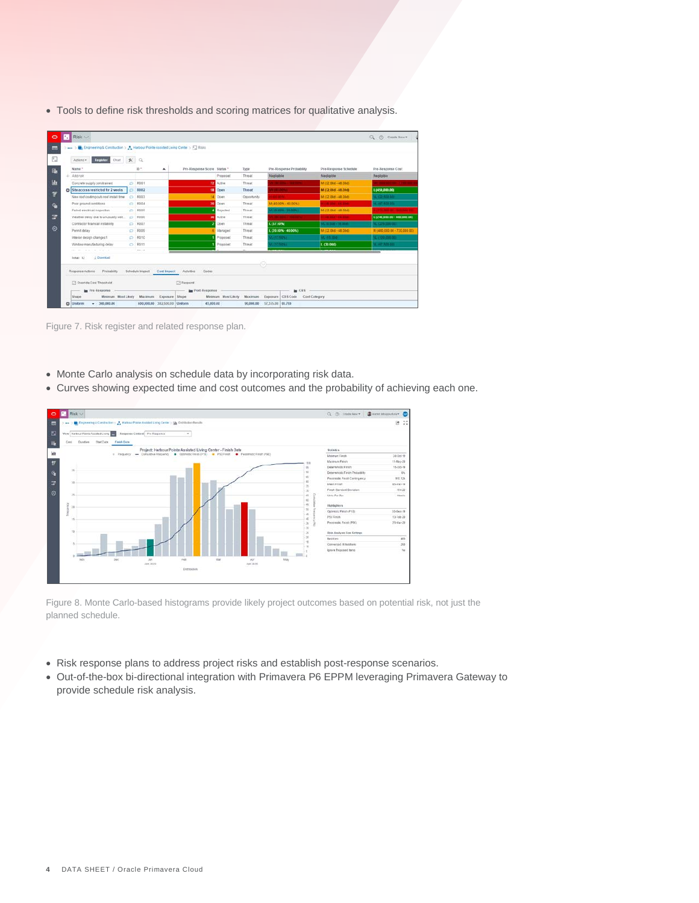- Tools to define risk thresholds and scoring matrices for qualitative analysis.

Figure 7. Risk register and related response plan.

- Monte Carlo analysis on schedule data by incorporating risk data.
- Curves showing expected time and cost outcomes and the probability of achieving each one.

Figure 8. Monte Carlo-based histograms provide likely project outcomes based on potential risk, not just the planned schedule.

- Risk response plans to address project risks and establish post-response scenarios.
- Out-of-the-box bi-directional integration with Primavera P6 EPPM leveraging Primavera Gateway to provide schedule risk analysis.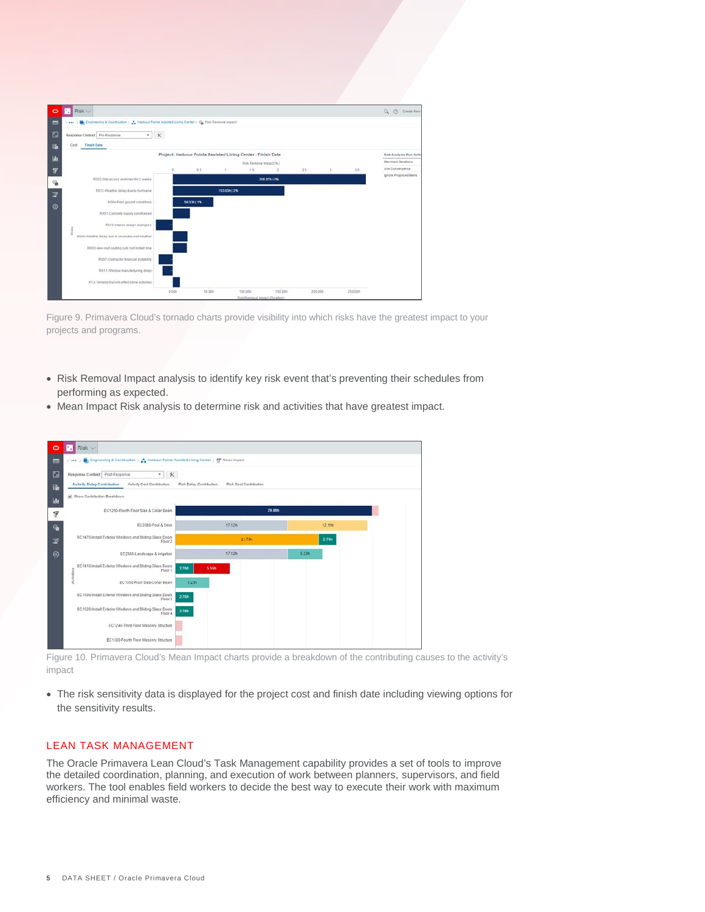Figure 9. Primavera Cloud's tornado charts provide visibility into which risks have the greatest impact to your projects and programs.

- Risk Removal Impact analysis to identify key risk event that's preventing their schedules from performing as expected.
- Mean Impact Risk analysis to determine risk and activities that have greatest impact.

Figure 10. Primavera Cloud's Mean Impact charts provide a breakdown of the contributing causes to the activity's impact

- The risk sensitivity data is displayed for the project cost and finish date including viewing options for the sensitivity results.

## LEAN TASK MANAGEMENT

The Oracle Primavera Lean Cloud's Task Management capability provides a set of tools to improve the detailed coordination, planning, and execution of work between planners, supervisors, and field workers. The tool enables field workers to decide the best way to execute their work with maximum efficiency and minimal waste.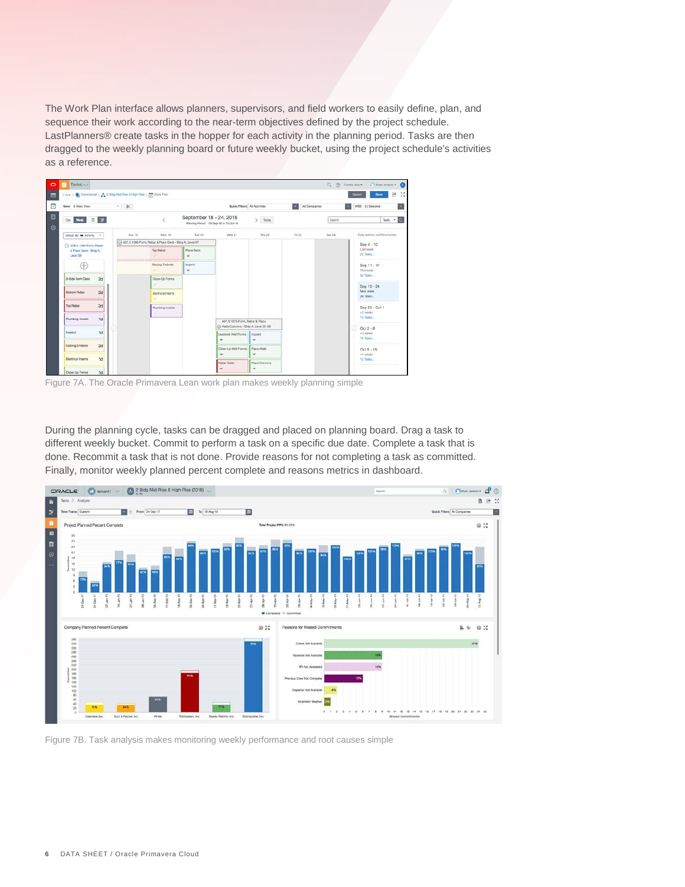The Work Plan interface allows planners, supervisors, and field workers to easily define, plan, and sequence their work according to the near-term objectives defined by the project schedule. LastPlanners® create tasks in the hopper for each activity in the planning period. Tasks are then dragged to the weekly planning board or future weekly bucket, using the project schedule's activities as a reference.

Figure 7A. The Oracle Primavera Lean work plan makes weekly planning simple

During the planning cycle, tasks can be dragged and placed on planning board. Drag a task to different weekly bucket. Commit to perform a task on a specific due date. Complete a task that is done. Recommit a task that is not done. Provide reasons for not completing a task as committed. Finally, monitor weekly planned percent complete and reasons metrics in dashboard.

Figure 7B. Task analysis makes monitoring weekly performance and root causes simple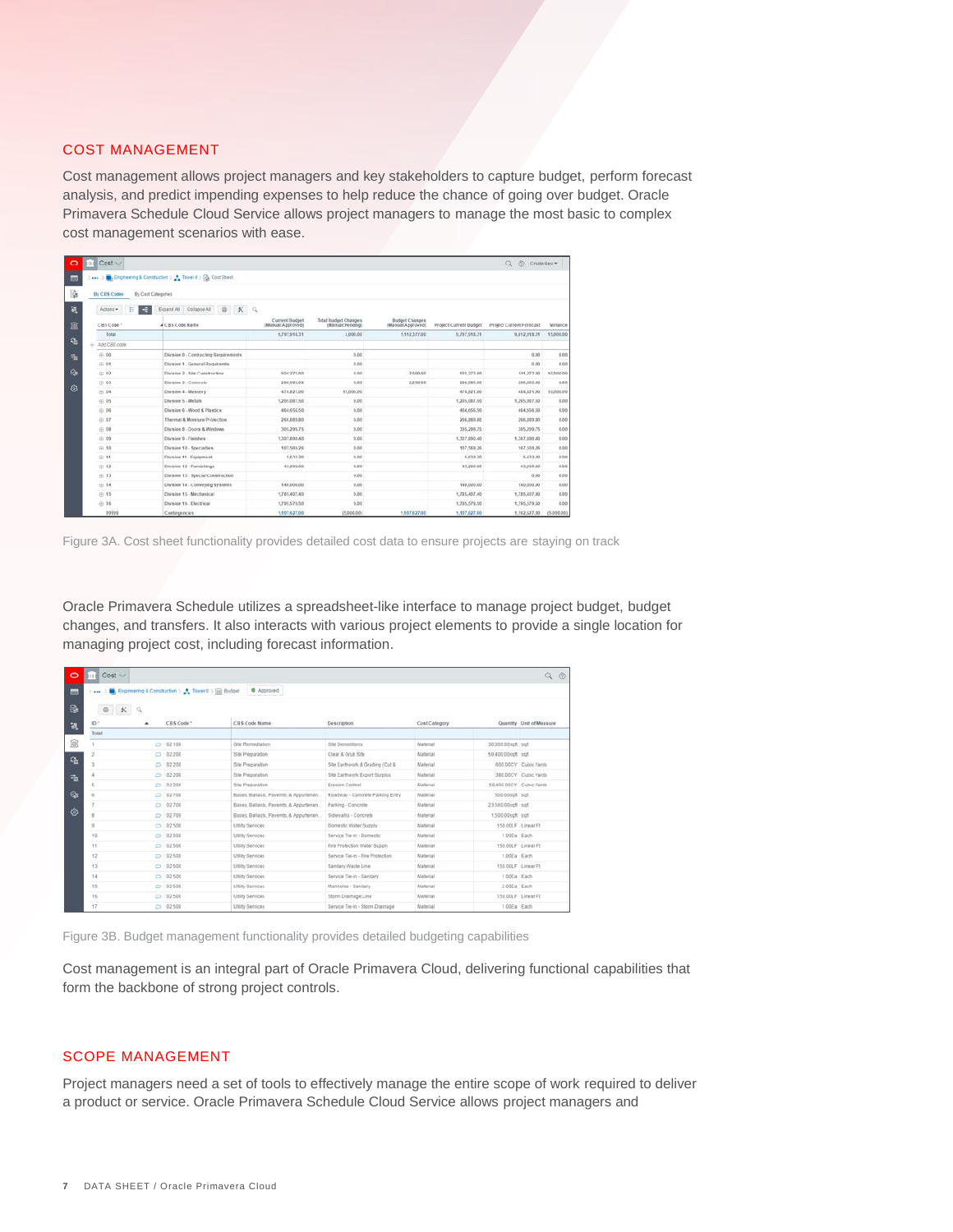## COST MANAGEMENT

Cost management allows project managers and key stakeholders to capture budget, perform forecast analysis, and predict impending expenses to help reduce the chance of going over budget. Oracle Primavera Schedule Cloud Service allows project managers to manage the most basic to complex cost management scenarios with ease.

Figure 3A. Cost sheet functionality provides detailed cost data to ensure projects are staying on track

Oracle Primavera Schedule utilizes a spreadsheet-like interface to manage project budget, budget changes, and transfers. It also interacts with various project elements to provide a single location for managing project cost, including forecast information.

Figure 3B. Budget management functionality provides detailed budgeting capabilities

Cost management is an integral part of Oracle Primavera Cloud, delivering functional capabilities that form the backbone of strong project controls.

## SCOPE MANAGEMENT

Project managers need a set of tools to effectively manage the entire scope of work required to deliver a product or service. Oracle Primavera Schedule Cloud Service allows project managers and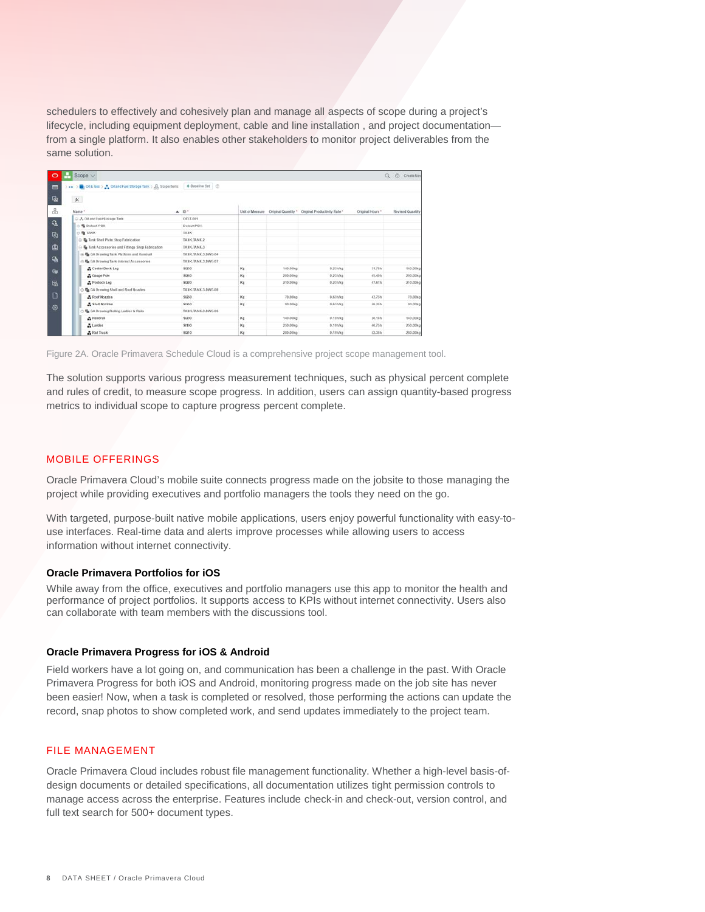schedulers to effectively and cohesively plan and manage all aspects of scope during a project's lifecycle, including equipment deployment, cable and line installation , and project documentation—from a single platform. It also enables other stakeholders to monitor project deliverables from the same solution.

Figure 2A. Oracle Primavera Schedule Cloud is a comprehensive project scope management tool.

The solution supports various progress measurement techniques, such as physical percent complete and rules of credit, to measure scope progress. In addition, users can assign quantity-based progress metrics to individual scope to capture progress percent complete.

## MOBILE OFFERINGS

Oracle Primavera Cloud's mobile suite connects progress made on the jobsite to those managing the project while providing executives and portfolio managers the tools they need on the go.

With targeted, purpose-built native mobile applications, users enjoy powerful functionality with easy-to-use interfaces. Real-time data and alerts improve processes while allowing users to access information without internet connectivity.

### Oracle Primavera Portfolios for iOS

While away from the office, executives and portfolio managers use this app to monitor the health and performance of project portfolios. It supports access to KPIs without internet connectivity. Users also can collaborate with team members with the discussions tool.

### Oracle Primavera Progress for iOS & Android

Field workers have a lot going on, and communication has been a challenge in the past. With Oracle Primavera Progress for both iOS and Android, monitoring progress made on the job site has never been easier! Now, when a task is completed or resolved, those performing the actions can update the record, snap photos to show completed work, and send updates immediately to the project team.

## FILE MANAGEMENT

Oracle Primavera Cloud includes robust file management functionality. Whether a high-level basis-of-design documents or detailed specifications, all documentation utilizes tight permission controls to manage access across the enterprise. Features include check-in and check-out, version control, and full text search for 500+ document types.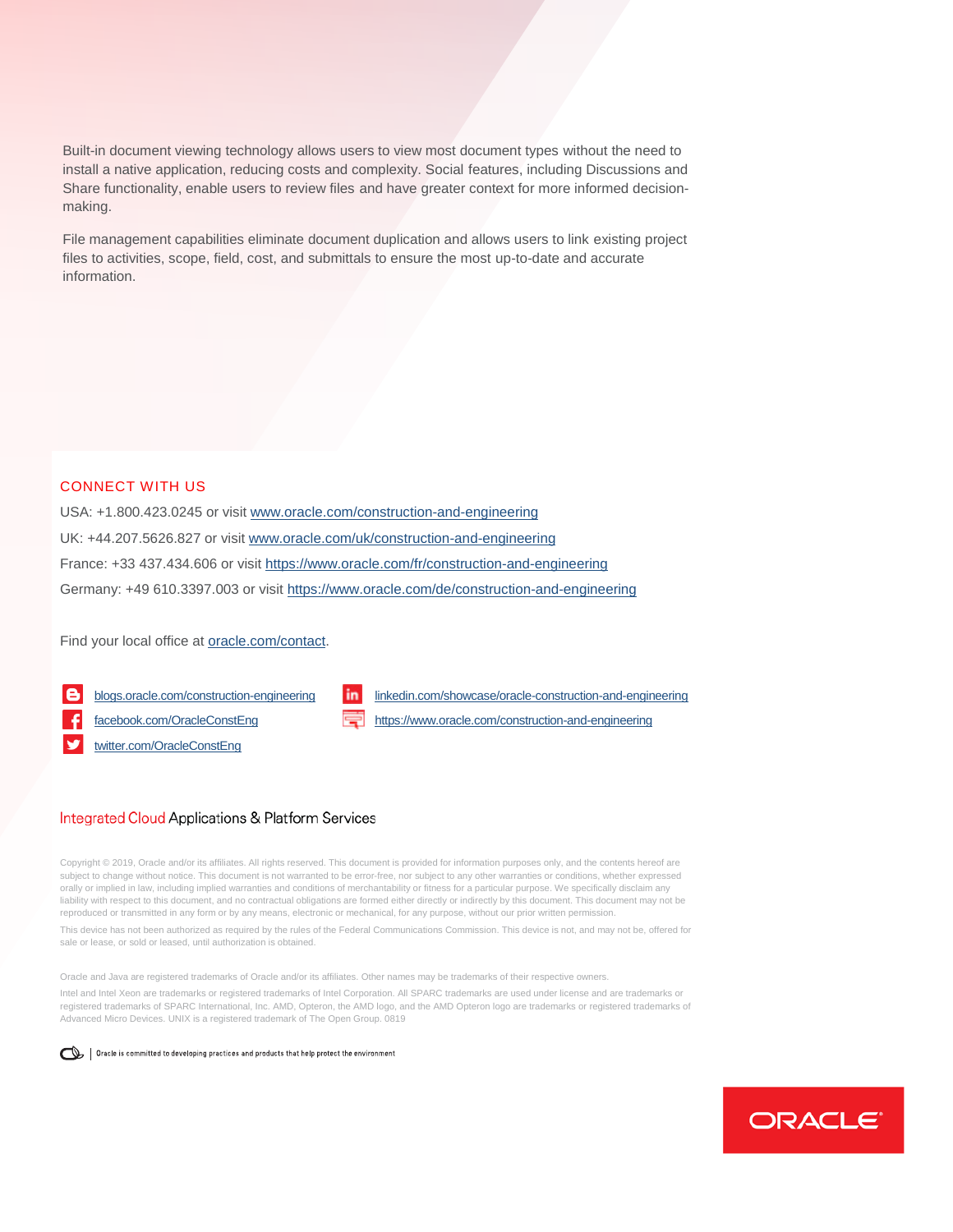Built-in document viewing technology allows users to view most document types without the need to install a native application, reducing costs and complexity. Social features, including Discussions and Share functionality, enable users to review files and have greater context for more informed decision-making.

File management capabilities eliminate document duplication and allows users to link existing project files to activities, scope, field, cost, and submittals to ensure the most up-to-date and accurate information.

## CONNECT WITH US

USA: +1.800.423.0245 or visit www.oracle.com/construction-and-engineering

UK: +44.207.5626.827 or visit www.oracle.com/uk/construction-and-engineering

France: +33 437.434.606 or visit https://www.oracle.com/fr/construction-and-engineering

Germany: +49 610.3397.003 or visit https://www.oracle.com/de/construction-and-engineering

Find your local office at oracle.com/contact.

- blogs.oracle.com/construction-engineering
- facebook.com/OracleConstEng
- twitter.com/OracleConstEng
- linkedin.com/showcase/oracle-construction-and-engineering
- https://www.oracle.com/construction-and-engineering

Integrated Cloud Applications & Platform Services

Copyright © 2019, Oracle and/or its affiliates. All rights reserved. This document is provided for information purposes only, and the contents hereof are subject to change without notice. This document is not warranted to be error-free, nor subject to any other warranties or conditions, whether expressed orally or implied in law, including implied warranties and conditions of merchantability or fitness for a particular purpose. We specifically disclaim any liability with respect to this document, and no contractual obligations are formed either directly or indirectly by this document. This document may not be reproduced or transmitted in any form or by any means, electronic or mechanical, for any purpose, without our prior written permission.

This device has not been authorized as required by the rules of the Federal Communications Commission. This device is not, and may not be, offered for sale or lease, or sold or leased, until authorization is obtained.

Oracle and Java are registered trademarks of Oracle and/or its affiliates. Other names may be trademarks of their respective owners.

Intel and Intel Xeon are trademarks or registered trademarks of Intel Corporation. All SPARC trademarks are used under license and are trademarks or registered trademarks of SPARC International, Inc. AMD, Opteron, the AMD logo, and the AMD Opteron logo are trademarks or registered trademarks of Advanced Micro Devices. UNIX is a registered trademark of The Open Group. 0819

Oracle is committed to developing practices and products that help protect the environment

ORACLE